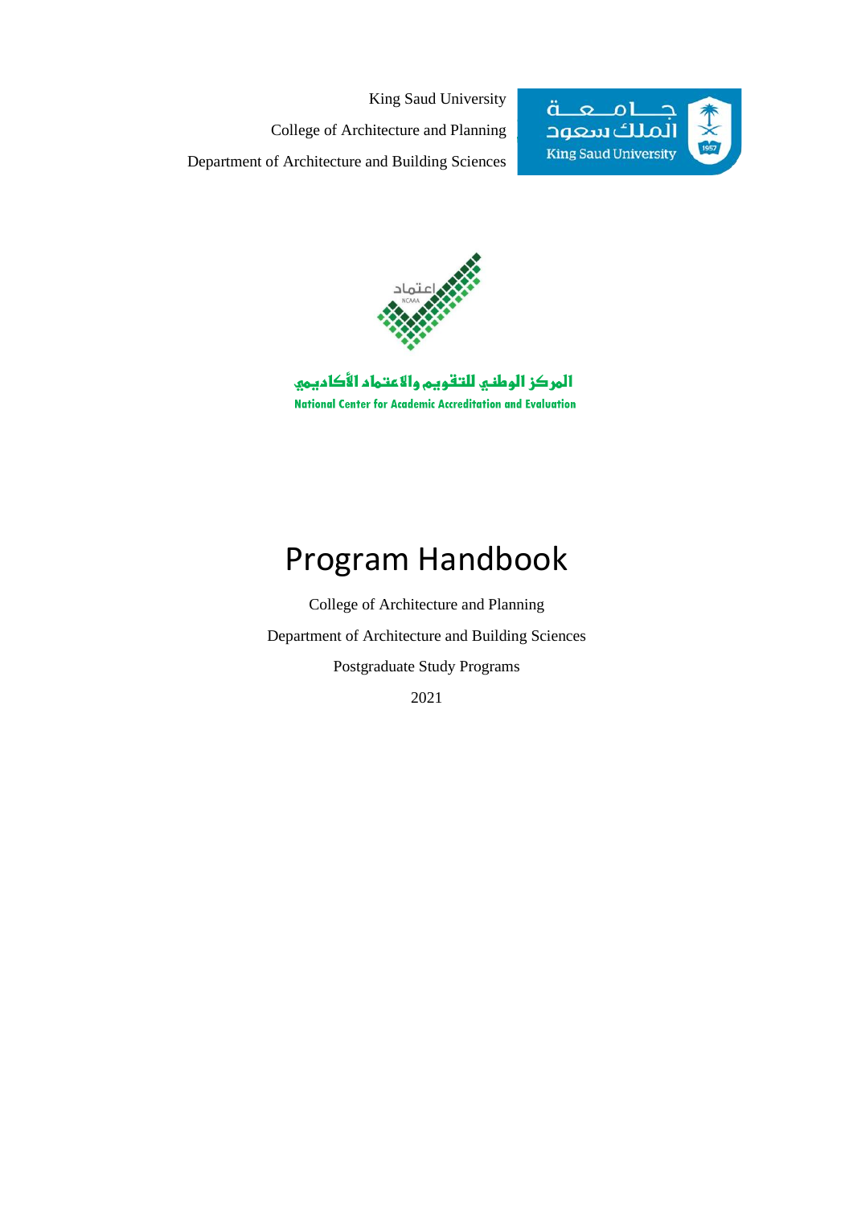King Saud University

College of Architecture and Planning

Department of Architecture and Building Sciences

جامعة الملك سعود

King Saud University

اعتماد

NCAAA

المركز الوطني للتقويم والاعتماد الأكاديمي

National Center for Academic Accreditation and Evaluation

# Program Handbook

College of Architecture and Planning

Department of Architecture and Building Sciences

Postgraduate Study Programs

2021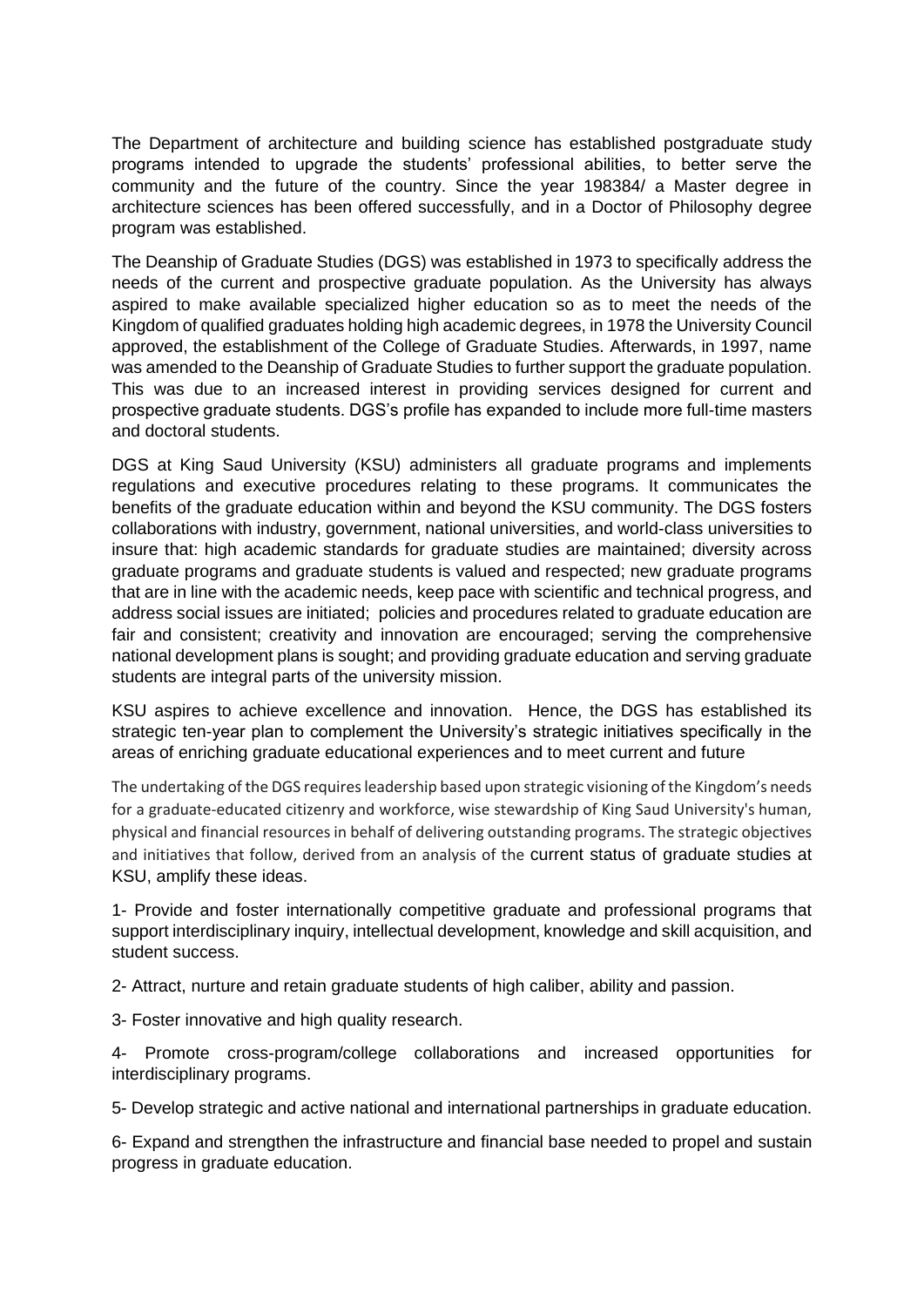The Department of architecture and building science has established postgraduate study programs intended to upgrade the students' professional abilities, to better serve the community and the future of the country. Since the year 198384/ a Master degree in architecture sciences has been offered successfully, and in a Doctor of Philosophy degree program was established.

The Deanship of Graduate Studies (DGS) was established in 1973 to specifically address the needs of the current and prospective graduate population. As the University has always aspired to make available specialized higher education so as to meet the needs of the Kingdom of qualified graduates holding high academic degrees, in 1978 the University Council approved, the establishment of the College of Graduate Studies. Afterwards, in 1997, name was amended to the Deanship of Graduate Studies to further support the graduate population. This was due to an increased interest in providing services designed for current and prospective graduate students. DGS's profile has expanded to include more full-time masters and doctoral students.

DGS at King Saud University (KSU) administers all graduate programs and implements regulations and executive procedures relating to these programs. It communicates the benefits of the graduate education within and beyond the KSU community. The DGS fosters collaborations with industry, government, national universities, and world-class universities to insure that: high academic standards for graduate studies are maintained; diversity across graduate programs and graduate students is valued and respected; new graduate programs that are in line with the academic needs, keep pace with scientific and technical progress, and address social issues are initiated; policies and procedures related to graduate education are fair and consistent; creativity and innovation are encouraged; serving the comprehensive national development plans is sought; and providing graduate education and serving graduate students are integral parts of the university mission.

KSU aspires to achieve excellence and innovation. Hence, the DGS has established its strategic ten-year plan to complement the University's strategic initiatives specifically in the areas of enriching graduate educational experiences and to meet current and future

The undertaking of the DGS requires leadership based upon strategic visioning of the Kingdom's needs for a graduate-educated citizenry and workforce, wise stewardship of King Saud University's human, physical and financial resources in behalf of delivering outstanding programs. The strategic objectives and initiatives that follow, derived from an analysis of the current status of graduate studies at KSU, amplify these ideas.

1- Provide and foster internationally competitive graduate and professional programs that support interdisciplinary inquiry, intellectual development, knowledge and skill acquisition, and student success.

2- Attract, nurture and retain graduate students of high caliber, ability and passion.

3- Foster innovative and high quality research.

4- Promote cross-program/college collaborations and increased opportunities for interdisciplinary programs.

5- Develop strategic and active national and international partnerships in graduate education.

6- Expand and strengthen the infrastructure and financial base needed to propel and sustain progress in graduate education.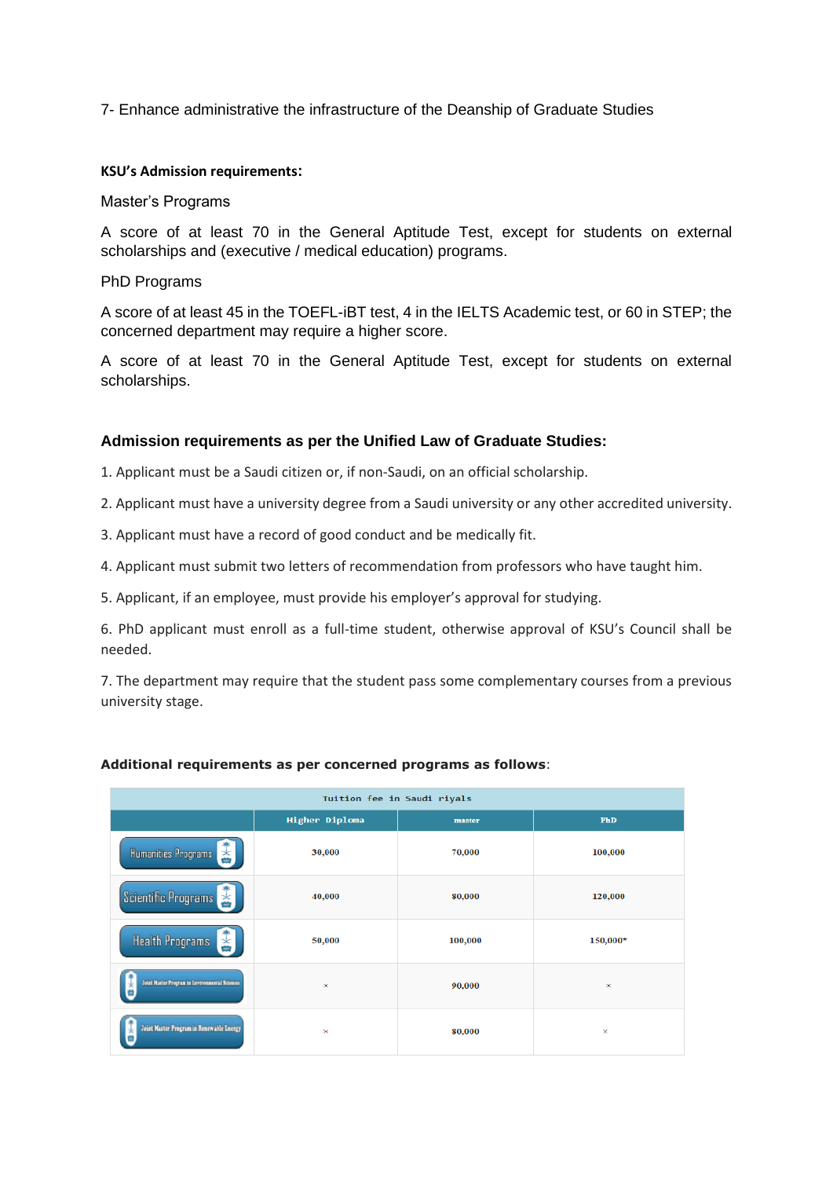7- Enhance administrative the infrastructure of the Deanship of Graduate Studies

**KSU's Admission requirements:**

Master's Programs

A score of at least 70 in the General Aptitude Test, except for students on external scholarships and (executive / medical education) programs.

PhD Programs

A score of at least 45 in the TOEFL-iBT test, 4 in the IELTS Academic test, or 60 in STEP; the concerned department may require a higher score.

A score of at least 70 in the General Aptitude Test, except for students on external scholarships.

### Admission requirements as per the Unified Law of Graduate Studies:

1. Applicant must be a Saudi citizen or, if non-Saudi, on an official scholarship.

2. Applicant must have a university degree from a Saudi university or any other accredited university.

3. Applicant must have a record of good conduct and be medically fit.

4. Applicant must submit two letters of recommendation from professors who have taught him.

5. Applicant, if an employee, must provide his employer's approval for studying.

6. PhD applicant must enroll as a full-time student, otherwise approval of KSU's Council shall be needed.

7. The department may require that the student pass some complementary courses from a previous university stage.

**Additional requirements as per concerned programs as follows**:

| Tuition fee in Saudi riyals | | | |
|---|---|---|---|
| | Higher Diploma | master | PhD |
| Humanities Programs | 30,000 | 70,000 | 100,000 |
| Scientific Programs | 40,000 | 80,000 | 120,000 |
| Health Programs | 50,000 | 100,000 | 150,000* |
| Joint Master Program in Environmental Sciences | × | 90,000 | × |
| Joint Master Program in Renewable Energy | × | 80,000 | × |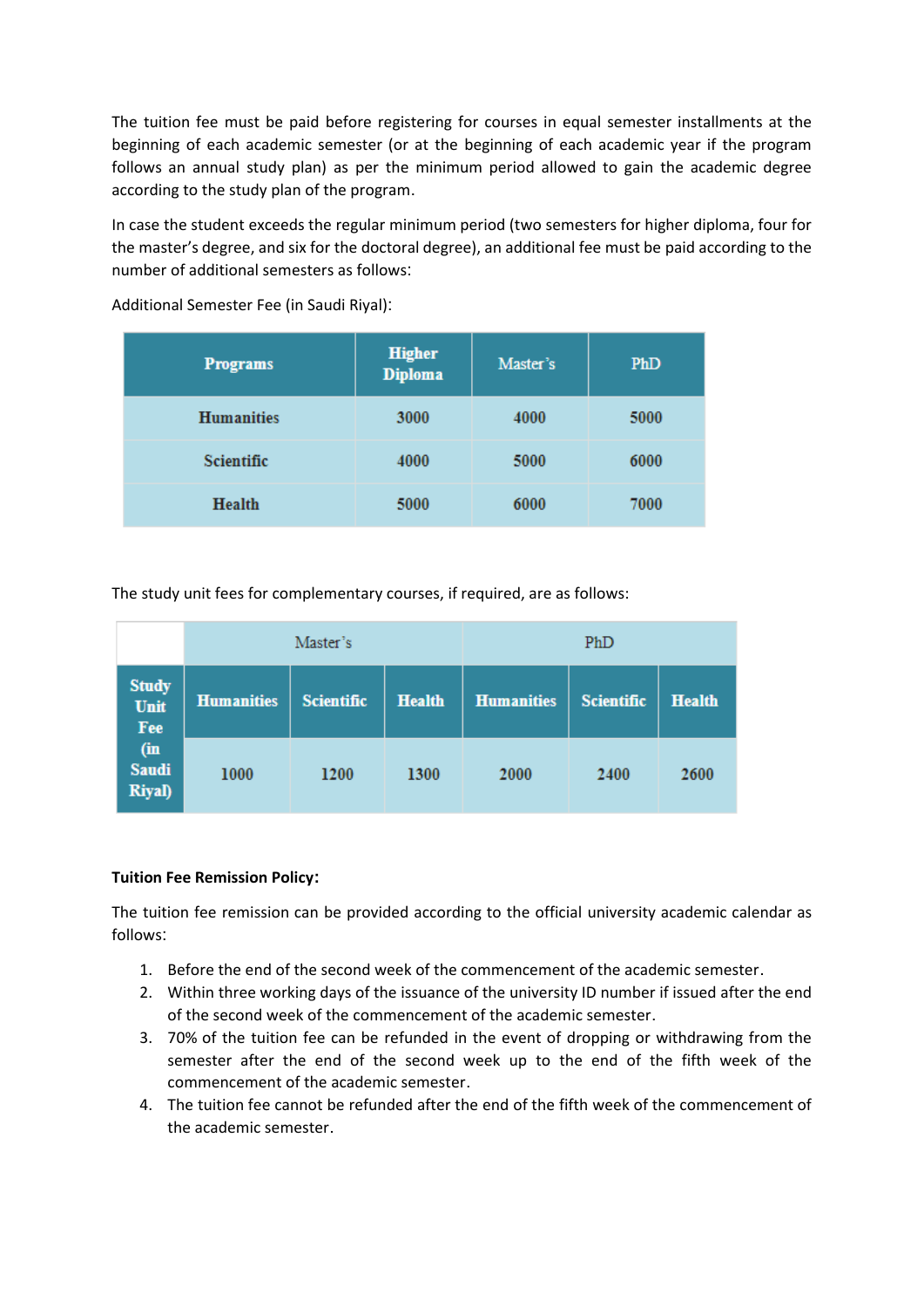The tuition fee must be paid before registering for courses in equal semester installments at the beginning of each academic semester (or at the beginning of each academic year if the program follows an annual study plan) as per the minimum period allowed to gain the academic degree according to the study plan of the program.

In case the student exceeds the regular minimum period (two semesters for higher diploma, four for the master's degree, and six for the doctoral degree), an additional fee must be paid according to the number of additional semesters as follows:

Additional Semester Fee (in Saudi Riyal):

| Programs | Higher Diploma | Master's | PhD |
|---|---|---|---|
| Humanities | 3000 | 4000 | 5000 |
| Scientific | 4000 | 5000 | 6000 |
| Health | 5000 | 6000 | 7000 |

The study unit fees for complementary courses, if required, are as follows:

| | Master's | | | PhD | | |
|---|---|---|---|---|---|---|
| Study Unit Fee (in Saudi Riyal) | Humanities | Scientific | Health | Humanities | Scientific | Health |
| | 1000 | 1200 | 1300 | 2000 | 2400 | 2600 |

**Tuition Fee Remission Policy:**

The tuition fee remission can be provided according to the official university academic calendar as follows:

1. Before the end of the second week of the commencement of the academic semester.
2. Within three working days of the issuance of the university ID number if issued after the end of the second week of the commencement of the academic semester.
3. 70% of the tuition fee can be refunded in the event of dropping or withdrawing from the semester after the end of the second week up to the end of the fifth week of the commencement of the academic semester.
4. The tuition fee cannot be refunded after the end of the fifth week of the commencement of the academic semester.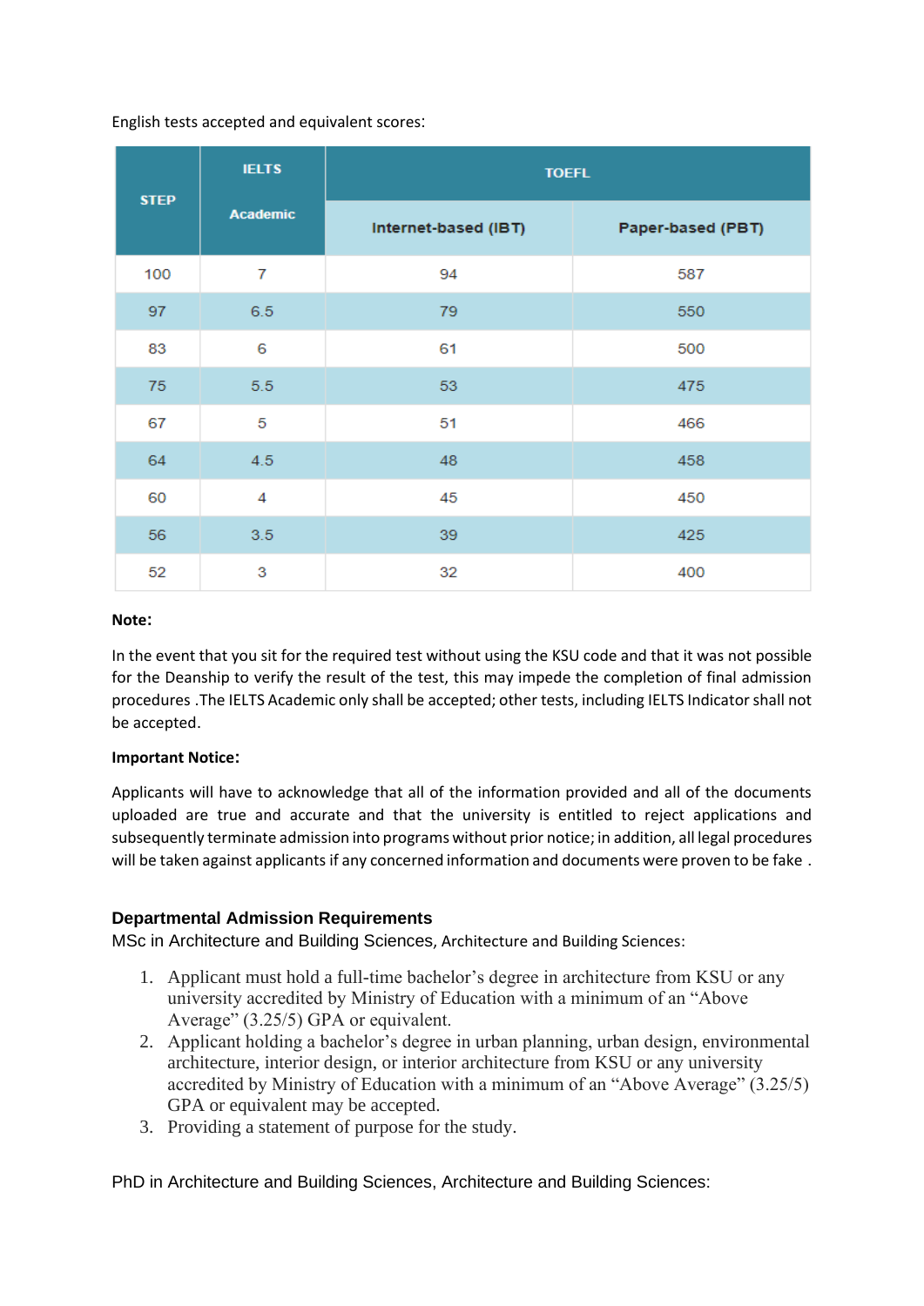English tests accepted and equivalent scores:

| STEP | IELTS Academic | TOEFL | |
|---|---|---|---|
| | | Internet-based (IBT) | Paper-based (PBT) |
| 100 | 7 | 94 | 587 |
| 97 | 6.5 | 79 | 550 |
| 83 | 6 | 61 | 500 |
| 75 | 5.5 | 53 | 475 |
| 67 | 5 | 51 | 466 |
| 64 | 4.5 | 48 | 458 |
| 60 | 4 | 45 | 450 |
| 56 | 3.5 | 39 | 425 |
| 52 | 3 | 32 | 400 |

**Note:**

In the event that you sit for the required test without using the KSU code and that it was not possible for the Deanship to verify the result of the test, this may impede the completion of final admission procedures .The IELTS Academic only shall be accepted; other tests, including IELTS Indicator shall not be accepted.

**Important Notice:**

Applicants will have to acknowledge that all of the information provided and all of the documents uploaded are true and accurate and that the university is entitled to reject applications and subsequently terminate admission into programs without prior notice; in addition, all legal procedures will be taken against applicants if any concerned information and documents were proven to be fake .

## Departmental Admission Requirements

MSc in Architecture and Building Sciences, Architecture and Building Sciences:

1. Applicant must hold a full-time bachelor's degree in architecture from KSU or any university accredited by Ministry of Education with a minimum of an "Above Average" (3.25/5) GPA or equivalent.
2. Applicant holding a bachelor's degree in urban planning, urban design, environmental architecture, interior design, or interior architecture from KSU or any university accredited by Ministry of Education with a minimum of an "Above Average" (3.25/5) GPA or equivalent may be accepted.
3. Providing a statement of purpose for the study.

PhD in Architecture and Building Sciences, Architecture and Building Sciences: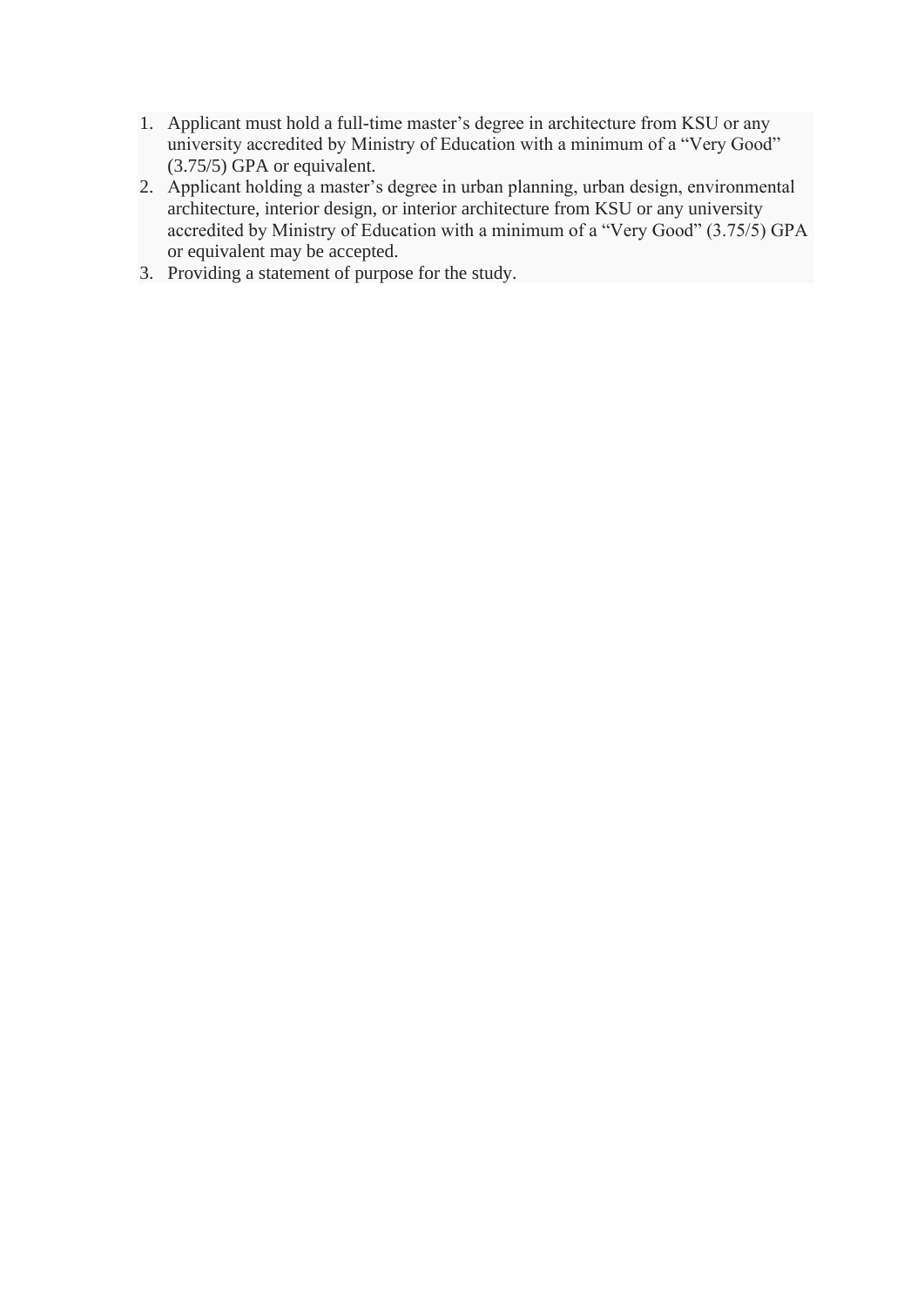1. Applicant must hold a full-time master’s degree in architecture from KSU or any university accredited by Ministry of Education with a minimum of a “Very Good” (3.75/5) GPA or equivalent.
2. Applicant holding a master’s degree in urban planning, urban design, environmental architecture, interior design, or interior architecture from KSU or any university accredited by Ministry of Education with a minimum of a “Very Good” (3.75/5) GPA or equivalent may be accepted.
3. Providing a statement of purpose for the study.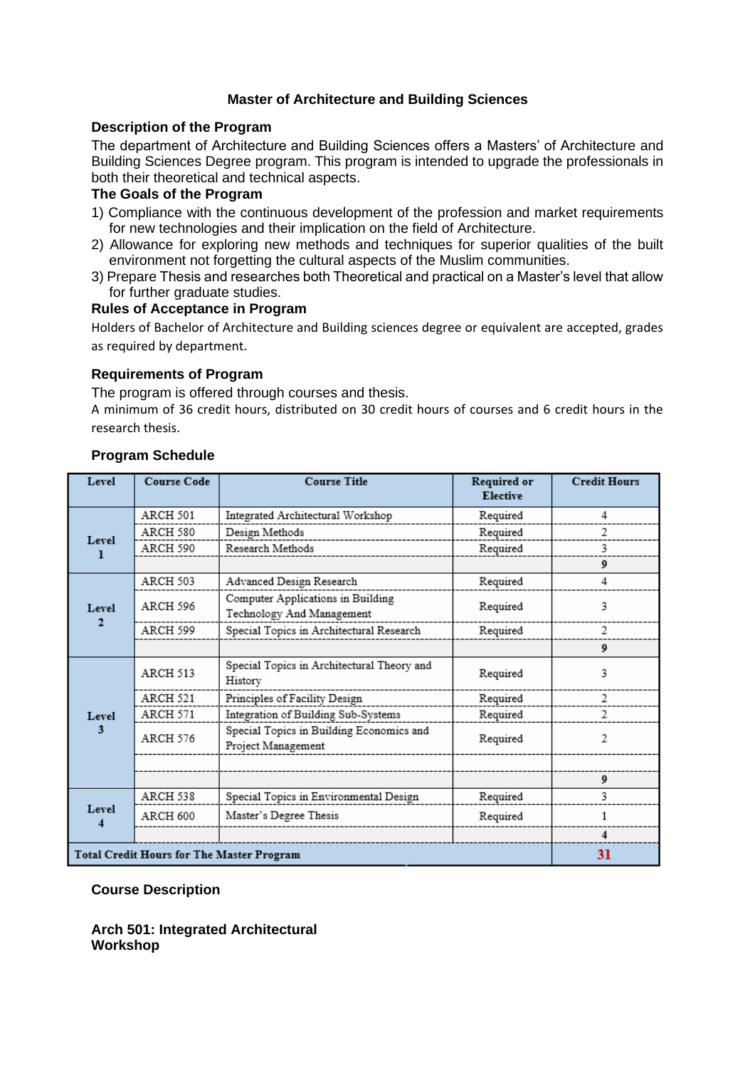## Master of Architecture and Building Sciences

### Description of the Program

The department of Architecture and Building Sciences offers a Masters' of Architecture and Building Sciences Degree program. This program is intended to upgrade the professionals in both their theoretical and technical aspects.

### The Goals of the Program

1) Compliance with the continuous development of the profession and market requirements for new technologies and their implication on the field of Architecture.
2) Allowance for exploring new methods and techniques for superior qualities of the built environment not forgetting the cultural aspects of the Muslim communities.
3) Prepare Thesis and researches both Theoretical and practical on a Master's level that allow for further graduate studies.

### Rules of Acceptance in Program

Holders of Bachelor of Architecture and Building sciences degree or equivalent are accepted, grades as required by department.

### Requirements of Program

The program is offered through courses and thesis.

A minimum of 36 credit hours, distributed on 30 credit hours of courses and 6 credit hours in the research thesis.

### Program Schedule

| Level | Course Code | Course Title | Required or Elective | Credit Hours |
|---|---|---|---|---|
| Level 1 | ARCH 501 | Integrated Architectural Workshop | Required | 4 |
| | ARCH 580 | Design Methods | Required | 2 |
| | ARCH 590 | Research Methods | Required | 3 |
| | | | | **9** |
| Level 2 | ARCH 503 | Advanced Design Research | Required | 4 |
| | ARCH 596 | Computer Applications in Building Technology And Management | Required | 3 |
| | ARCH 599 | Special Topics in Architectural Research | Required | 2 |
| | | | | **9** |
| Level 3 | ARCH 513 | Special Topics in Architectural Theory and History | Required | 3 |
| | ARCH 521 | Principles of Facility Design | Required | 2 |
| | ARCH 571 | Integration of Building Sub-Systems | Required | 2 |
| | ARCH 576 | Special Topics in Building Economics and Project Management | Required | 2 |
| | | | | |
| | | | | **9** |
| Level 4 | ARCH 538 | Special Topics in Environmental Design | Required | 3 |
| | ARCH 600 | Master's Degree Thesis | Required | 1 |
| | | | | **4** |
| **Total Credit Hours for The Master Program** | | | | **31** |

### Course Description

**Arch 501: Integrated Architectural Workshop**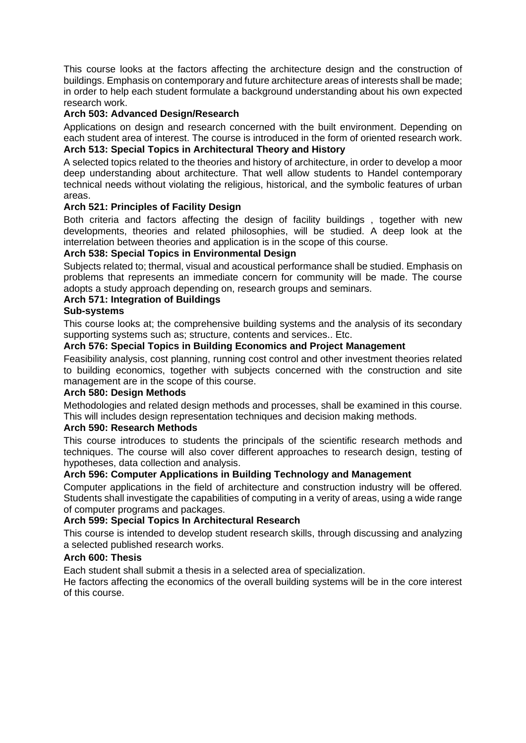This course looks at the factors affecting the architecture design and the construction of buildings. Emphasis on contemporary and future architecture areas of interests shall be made; in order to help each student formulate a background understanding about his own expected research work.

**Arch 503: Advanced Design/Research**

Applications on design and research concerned with the built environment. Depending on each student area of interest. The course is introduced in the form of oriented research work.

**Arch 513: Special Topics in Architectural Theory and History**

A selected topics related to the theories and history of architecture, in order to develop a moor deep understanding about architecture. That well allow students to Handel contemporary technical needs without violating the religious, historical, and the symbolic features of urban areas.

**Arch 521: Principles of Facility Design**

Both criteria and factors affecting the design of facility buildings , together with new developments, theories and related philosophies, will be studied. A deep look at the interrelation between theories and application is in the scope of this course.

**Arch 538: Special Topics in Environmental Design**

Subjects related to; thermal, visual and acoustical performance shall be studied. Emphasis on problems that represents an immediate concern for community will be made. The course adopts a study approach depending on, research groups and seminars.

**Arch 571: Integration of Buildings**
**Sub-systems**

This course looks at; the comprehensive building systems and the analysis of its secondary supporting systems such as; structure, contents and services.. Etc.

**Arch 576: Special Topics in Building Economics and Project Management**

Feasibility analysis, cost planning, running cost control and other investment theories related to building economics, together with subjects concerned with the construction and site management are in the scope of this course.

**Arch 580: Design Methods**

Methodologies and related design methods and processes, shall be examined in this course. This will includes design representation techniques and decision making methods.

**Arch 590: Research Methods**

This course introduces to students the principals of the scientific research methods and techniques. The course will also cover different approaches to research design, testing of hypotheses, data collection and analysis.

**Arch 596: Computer Applications in Building Technology and Management**

Computer applications in the field of architecture and construction industry will be offered. Students shall investigate the capabilities of computing in a verity of areas, using a wide range of computer programs and packages.

**Arch 599: Special Topics In Architectural Research**

This course is intended to develop student research skills, through discussing and analyzing a selected published research works.

**Arch 600: Thesis**

Each student shall submit a thesis in a selected area of specialization.

He factors affecting the economics of the overall building systems will be in the core interest of this course.